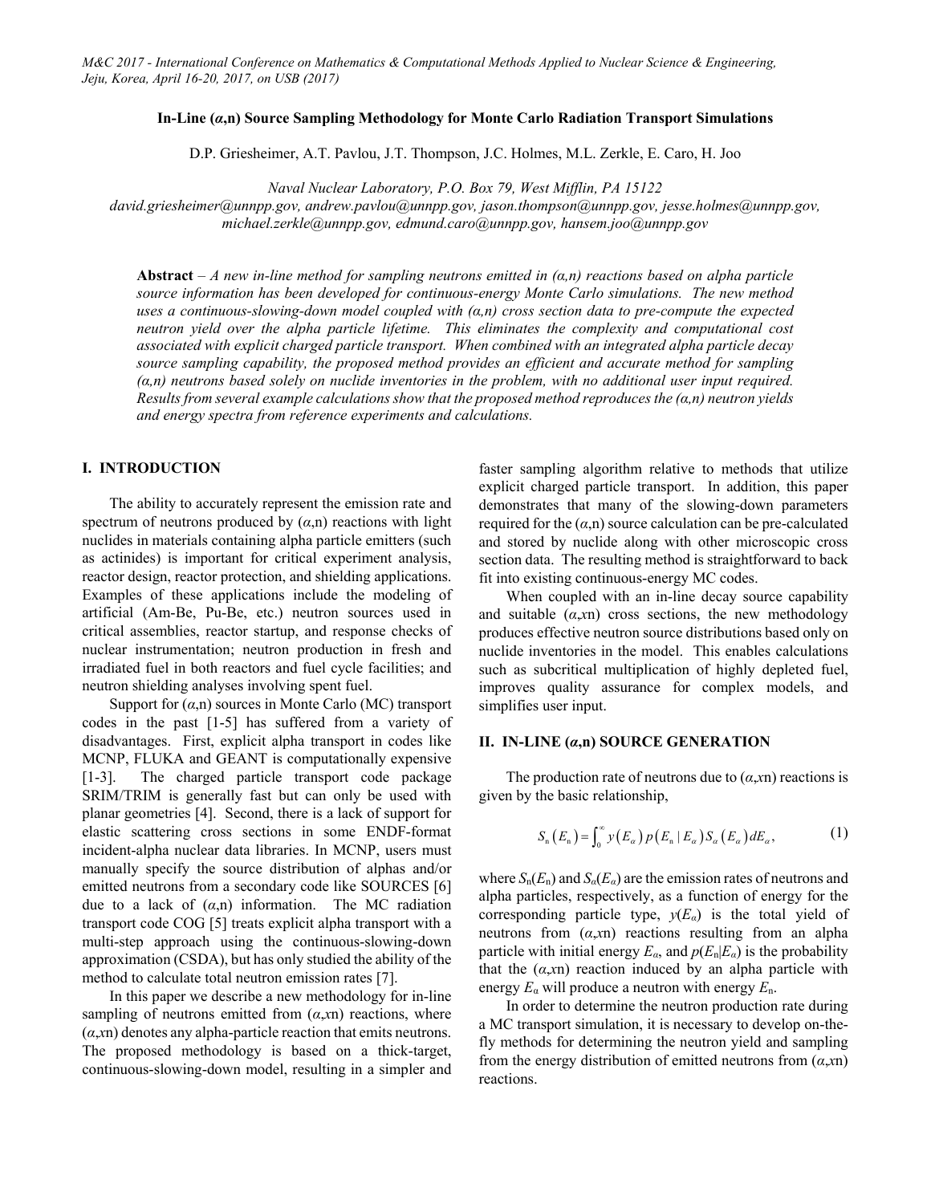*M&C 2017 - International Conference on Mathematics & Computational Methods Applied to Nuclear Science & Engineering, Jeju, Korea, April 16-20, 2017, on USB (2017)*

# In-Line (*α*,n) Source Sampling Methodology for Monte Carlo Radiation Transport Simulations

D.P. Griesheimer, A.T. Pavlou, J.T. Thompson, J.C. Holmes, M.L. Zerkle, E. Caro, H. Joo

*Naval Nuclear Laboratory, P.O. Box 79, West Mifflin, PA 15122*
*david.griesheimer@unnpp.gov, andrew.pavlou@unnpp.gov, jason.thompson@unnpp.gov, jesse.holmes@unnpp.gov, michael.zerkle@unnpp.gov, edmund.caro@unnpp.gov, hansem.joo@unnpp.gov*

**Abstract** – *A new in-line method for sampling neutrons emitted in (α,n) reactions based on alpha particle source information has been developed for continuous-energy Monte Carlo simulations. The new method uses a continuous-slowing-down model coupled with (α,n) cross section data to pre-compute the expected neutron yield over the alpha particle lifetime. This eliminates the complexity and computational cost associated with explicit charged particle transport. When combined with an integrated alpha particle decay source sampling capability, the proposed method provides an efficient and accurate method for sampling (α,n) neutrons based solely on nuclide inventories in the problem, with no additional user input required. Results from several example calculations show that the proposed method reproduces the (α,n) neutron yields and energy spectra from reference experiments and calculations.*

## I. INTRODUCTION

The ability to accurately represent the emission rate and spectrum of neutrons produced by (*α*,n) reactions with light nuclides in materials containing alpha particle emitters (such as actinides) is important for critical experiment analysis, reactor design, reactor protection, and shielding applications. Examples of these applications include the modeling of artificial (Am-Be, Pu-Be, etc.) neutron sources used in critical assemblies, reactor startup, and response checks of nuclear instrumentation; neutron production in fresh and irradiated fuel in both reactors and fuel cycle facilities; and neutron shielding analyses involving spent fuel.

Support for (*α*,n) sources in Monte Carlo (MC) transport codes in the past [1-5] has suffered from a variety of disadvantages. First, explicit alpha transport in codes like MCNP, FLUKA and GEANT is computationally expensive [1-3]. The charged particle transport code package SRIM/TRIM is generally fast but can only be used with planar geometries [4]. Second, there is a lack of support for elastic scattering cross sections in some ENDF-format incident-alpha nuclear data libraries. In MCNP, users must manually specify the source distribution of alphas and/or emitted neutrons from a secondary code like SOURCES [6] due to a lack of (*α*,n) information. The MC radiation transport code COG [5] treats explicit alpha transport with a multi-step approach using the continuous-slowing-down approximation (CSDA), but has only studied the ability of the method to calculate total neutron emission rates [7].

In this paper we describe a new methodology for in-line sampling of neutrons emitted from (*α*,*x*n) reactions, where (*α*,*x*n) denotes any alpha-particle reaction that emits neutrons. The proposed methodology is based on a thick-target, continuous-slowing-down model, resulting in a simpler and faster sampling algorithm relative to methods that utilize explicit charged particle transport. In addition, this paper demonstrates that many of the slowing-down parameters required for the (*α*,n) source calculation can be pre-calculated and stored by nuclide along with other microscopic cross section data. The resulting method is straightforward to back fit into existing continuous-energy MC codes.

When coupled with an in-line decay source capability and suitable (*α*,*x*n) cross sections, the new methodology produces effective neutron source distributions based only on nuclide inventories in the model. This enables calculations such as subcritical multiplication of highly depleted fuel, improves quality assurance for complex models, and simplifies user input.

## II. IN-LINE (*α*,n) SOURCE GENERATION

The production rate of neutrons due to (*α*,*x*n) reactions is given by the basic relationship,

$$S_{\mathrm{n}}\left(E_{\mathrm{n}}\right)=\int_{0}^{\infty} y\left(E_{\alpha}\right) p\left(E_{\mathrm{n}} \mid E_{\alpha}\right) S_{\alpha}\left(E_{\alpha}\right) d E_{\alpha}, \tag{1}$$

where $S_n(E_n)$ and $S_\alpha(E_\alpha)$ are the emission rates of neutrons and alpha particles, respectively, as a function of energy for the corresponding particle type, $y(E_\alpha)$ is the total yield of neutrons from (*α*,*x*n) reactions resulting from an alpha particle with initial energy $E_\alpha$, and $p(E_n|E_\alpha)$ is the probability that the (*α*,*x*n) reaction induced by an alpha particle with energy $E_\alpha$ will produce a neutron with energy $E_n$.

In order to determine the neutron production rate during a MC transport simulation, it is necessary to develop on-the-fly methods for determining the neutron yield and sampling from the energy distribution of emitted neutrons from (*α*,*x*n) reactions.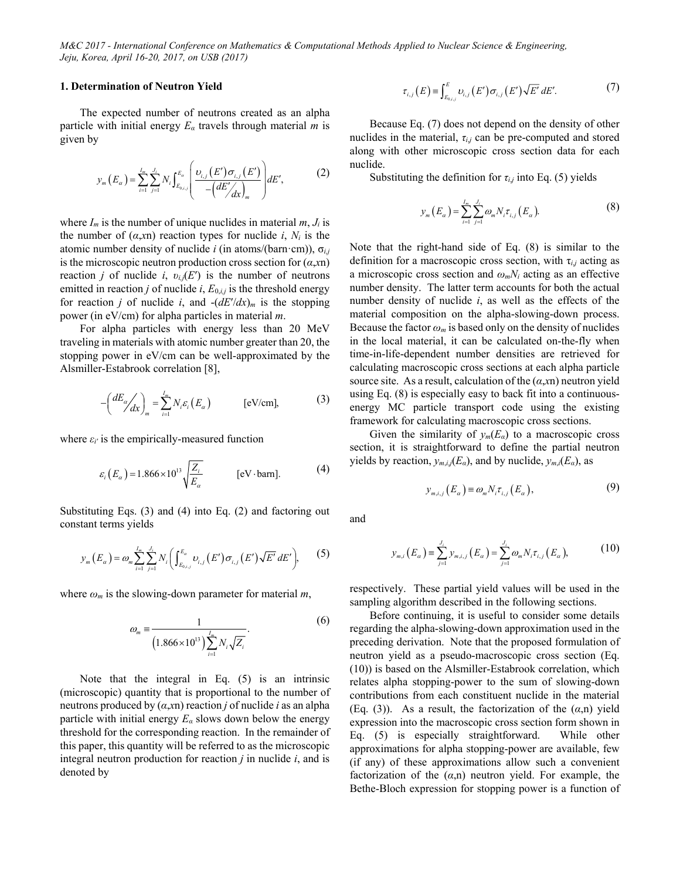### 1. Determination of Neutron Yield

The expected number of neutrons created as an alpha particle with initial energy $E_\alpha$ travels through material $m$ is given by

$$y_m(E_\alpha) = \sum_{i=1}^{I_m} \sum_{j=1}^{J_i} N_i \int_{E_{0,i,j}}^{E_\alpha} \left( \frac{\upsilon_{i,j}(E')\sigma_{i,j}(E')}{-\left(dE'/dx\right)_m} \right) dE', \tag{2}$$

where $I_m$ is the number of unique nuclides in material $m$, $J_i$ is the number of ($\alpha$,xn) reaction types for nuclide $i$, $N_i$ is the atomic number density of nuclide $i$ (in atoms/(barn·cm)), $\sigma_{i,j}$ is the microscopic neutron production cross section for ($\alpha$,xn) reaction $j$ of nuclide $i$, $\upsilon_{i,j}(E')$ is the number of neutrons emitted in reaction $j$ of nuclide $i$, $E_{0,i,j}$ is the threshold energy for reaction $j$ of nuclide $i$, and $-(dE'/dx)_m$ is the stopping power (in eV/cm) for alpha particles in material $m$.

For alpha particles with energy less than 20 MeV traveling in materials with atomic number greater than 20, the stopping power in eV/cm can be well-approximated by the Alsmiller-Estabrook correlation [8],

$$-\left(dE_\alpha/dx\right)_m = \sum_{i=1}^{I_m} N_i \varepsilon_i(E_\alpha) \qquad \text{[eV/cm]}, \tag{3}$$

where $\varepsilon_{i'}$ is the empirically-measured function

$$\varepsilon_i(E_\alpha) = 1.866 \times 10^{13} \sqrt{\frac{Z_i}{E_\alpha}} \qquad [\text{eV} \cdot \text{barn}]. \tag{4}$$

Substituting Eqs. (3) and (4) into Eq. (2) and factoring out constant terms yields

$$y_m(E_\alpha) = \omega_m \sum_{i=1}^{I_m} \sum_{j=1}^{J_i} N_i \left( \int_{E_{0,i,j}}^{E_\alpha} \upsilon_{i,j}(E')\sigma_{i,j}(E')\sqrt{E'}\, dE' \right), \tag{5}$$

where $\omega_m$ is the slowing-down parameter for material $m$,

$$\omega_m \equiv \frac{1}{\left(1.866 \times 10^{13}\right) \sum_{i=1}^{I_m} N_i \sqrt{Z_i}}. \tag{6}$$

Note that the integral in Eq. (5) is an intrinsic (microscopic) quantity that is proportional to the number of neutrons produced by ($\alpha$,xn) reaction $j$ of nuclide $i$ as an alpha particle with initial energy $E_\alpha$ slows down below the energy threshold for the corresponding reaction. In the remainder of this paper, this quantity will be referred to as the microscopic integral neutron production for reaction $j$ in nuclide $i$, and is denoted by

$$\tau_{i,j}(E) \equiv \int_{E_{0,i,j}}^{E} \upsilon_{i,j}(E')\sigma_{i,j}(E')\sqrt{E'}\, dE'. \tag{7}$$

Because Eq. (7) does not depend on the density of other nuclides in the material, $\tau_{i,j}$ can be pre-computed and stored along with other microscopic cross section data for each nuclide.

Substituting the definition for $\tau_{i,j}$ into Eq. (5) yields

$$y_m(E_\alpha) = \sum_{i=1}^{I_m} \sum_{j=1}^{J_i} \omega_m N_i \tau_{i,j}(E_\alpha). \tag{8}$$

Note that the right-hand side of Eq. (8) is similar to the definition for a macroscopic cross section, with $\tau_{i,j}$ acting as a microscopic cross section and $\omega_m N_i$ acting as an effective number density. The latter term accounts for both the actual number density of nuclide $i$, as well as the effects of the material composition on the alpha-slowing-down process. Because the factor $\omega_m$ is based only on the density of nuclides in the local material, it can be calculated on-the-fly when time-in-life-dependent number densities are retrieved for calculating macroscopic cross sections at each alpha particle source site. As a result, calculation of the ($\alpha$,xn) neutron yield using Eq. (8) is especially easy to back fit into a continuous-energy MC particle transport code using the existing framework for calculating macroscopic cross sections.

Given the similarity of $y_m(E_\alpha)$ to a macroscopic cross section, it is straightforward to define the partial neutron yields by reaction, $y_{m,i,j}(E_\alpha)$, and by nuclide, $y_{m,i}(E_\alpha)$, as

$$y_{m,i,j}(E_\alpha) \equiv \omega_m N_i \tau_{i,j}(E_\alpha), \tag{9}$$

and

$$y_{m,i}(E_\alpha) \equiv \sum_{j=1}^{J_i} y_{m,i,j}(E_\alpha) = \sum_{j=1}^{J_i} \omega_m N_i \tau_{i,j}(E_\alpha), \tag{10}$$

respectively. These partial yield values will be used in the sampling algorithm described in the following sections.

Before continuing, it is useful to consider some details regarding the alpha-slowing-down approximation used in the preceding derivation. Note that the proposed formulation of neutron yield as a pseudo-macroscopic cross section (Eq. (10)) is based on the Alsmiller-Estabrook correlation, which relates alpha stopping-power to the sum of slowing-down contributions from each constituent nuclide in the material (Eq. (3)). As a result, the factorization of the ($\alpha$,n) yield expression into the macroscopic cross section form shown in Eq. (5) is especially straightforward. While other approximations for alpha stopping-power are available, few (if any) of these approximations allow such a convenient factorization of the ($\alpha$,n) neutron yield. For example, the Bethe-Bloch expression for stopping power is a function of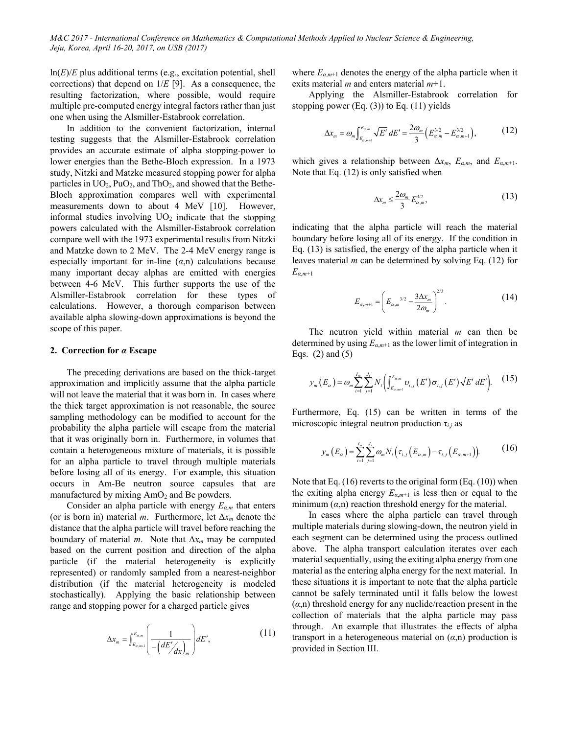ln($E$)/$E$ plus additional terms (e.g., excitation potential, shell corrections) that depend on 1/$E$ [9]. As a consequence, the resulting factorization, where possible, would require multiple pre-computed energy integral factors rather than just one when using the Alsmiller-Estabrook correlation.

In addition to the convenient factorization, internal testing suggests that the Alsmiller-Estabrook correlation provides an accurate estimate of alpha stopping-power to lower energies than the Bethe-Bloch expression. In a 1973 study, Nitzki and Matzke measured stopping power for alpha particles in $UO_2$, $PuO_2$, and $ThO_2$, and showed that the Bethe-Bloch approximation compares well with experimental measurements down to about 4 MeV [10]. However, informal studies involving $UO_2$ indicate that the stopping powers calculated with the Alsmiller-Estabrook correlation compare well with the 1973 experimental results from Nitzki and Matzke down to 2 MeV. The 2-4 MeV energy range is especially important for in-line ($\alpha$,n) calculations because many important decay alphas are emitted with energies between 4-6 MeV. This further supports the use of the Alsmiller-Estabrook correlation for these types of calculations. However, a thorough comparison between available alpha slowing-down approximations is beyond the scope of this paper.

## 2. Correction for $\alpha$ Escape

The preceding derivations are based on the thick-target approximation and implicitly assume that the alpha particle will not leave the material that it was born in. In cases where the thick target approximation is not reasonable, the source sampling methodology can be modified to account for the probability the alpha particle will escape from the material that it was originally born in. Furthermore, in volumes that contain a heterogeneous mixture of materials, it is possible for an alpha particle to travel through multiple materials before losing all of its energy. For example, this situation occurs in Am-Be neutron source capsules that are manufactured by mixing $AmO_2$ and Be powders.

Consider an alpha particle with energy $E_{\alpha,m}$ that enters (or is born in) material $m$. Furthermore, let $\Delta x_m$ denote the distance that the alpha particle will travel before reaching the boundary of material $m$. Note that $\Delta x_m$ may be computed based on the current position and direction of the alpha particle (if the material heterogeneity is explicitly represented) or randomly sampled from a nearest-neighbor distribution (if the material heterogeneity is modeled stochastically). Applying the basic relationship between range and stopping power for a charged particle gives

$$\Delta x_m = \int_{E_{\alpha,m+1}}^{E_{\alpha,m}} \left( \frac{1}{-\left( dE'/dx \right)_m} \right) dE', \tag{11}$$

where $E_{\alpha,m+1}$ denotes the energy of the alpha particle when it exits material $m$ and enters material $m$+1.

Applying the Alsmiller-Estabrook correlation for stopping power (Eq. (3)) to Eq. (11) yields

$$\Delta x_m = \omega_m \int_{E_{\alpha,m+1}}^{E_{\alpha,m}} \sqrt{E'}\, dE' = \frac{2\omega_m}{3}\left( E_{\alpha,m}^{3/2} - E_{\alpha,m+1}^{3/2} \right), \tag{12}$$

which gives a relationship between $\Delta x_m$, $E_{\alpha,m}$, and $E_{\alpha,m+1}$. Note that Eq. (12) is only satisfied when

$$\Delta x_m \le \frac{2\omega_m}{3} E_{\alpha,m}^{3/2}, \tag{13}$$

indicating that the alpha particle will reach the material boundary before losing all of its energy. If the condition in Eq. (13) is satisfied, the energy of the alpha particle when it leaves material $m$ can be determined by solving Eq. (12) for $E_{\alpha,m+1}$

$$E_{\alpha,m+1} = \left( E_{\alpha,m}{}^{3/2} - \frac{3\Delta x_m}{2\omega_m} \right)^{2/3}. \tag{14}$$

The neutron yield within material $m$ can then be determined by using $E_{\alpha,m+1}$ as the lower limit of integration in Eqs. (2) and (5)

$$y_m\left(E_\alpha\right) = \omega_m \sum_{i=1}^{I_m} \sum_{j=1}^{J_i} N_i \left( \int_{E_{\alpha,m+1}}^{E_{\alpha,m}} \upsilon_{i,j}\left(E'\right) \sigma_{i,j}\left(E'\right) \sqrt{E'}\, dE' \right). \tag{15}$$

Furthermore, Eq. (15) can be written in terms of the microscopic integral neutron production $\tau_{i,j}$ as

$$y_m\left(E_\alpha\right) = \sum_{i=1}^{I_m} \sum_{j=1}^{J_i} \omega_m N_i \left( \tau_{i,j}\left(E_{\alpha,m}\right) - \tau_{i,j}\left(E_{\alpha,m+1}\right) \right). \tag{16}$$

Note that Eq. (16) reverts to the original form (Eq. (10)) when the exiting alpha energy $E_{\alpha,m+1}$ is less then or equal to the minimum ($\alpha$,n) reaction threshold energy for the material.

In cases where the alpha particle can travel through multiple materials during slowing-down, the neutron yield in each segment can be determined using the process outlined above. The alpha transport calculation iterates over each material sequentially, using the exiting alpha energy from one material as the entering alpha energy for the next material. In these situations it is important to note that the alpha particle cannot be safely terminated until it falls below the lowest ($\alpha$,n) threshold energy for any nuclide/reaction present in the collection of materials that the alpha particle may pass through. An example that illustrates the effects of alpha transport in a heterogeneous material on ($\alpha$,n) production is provided in Section III.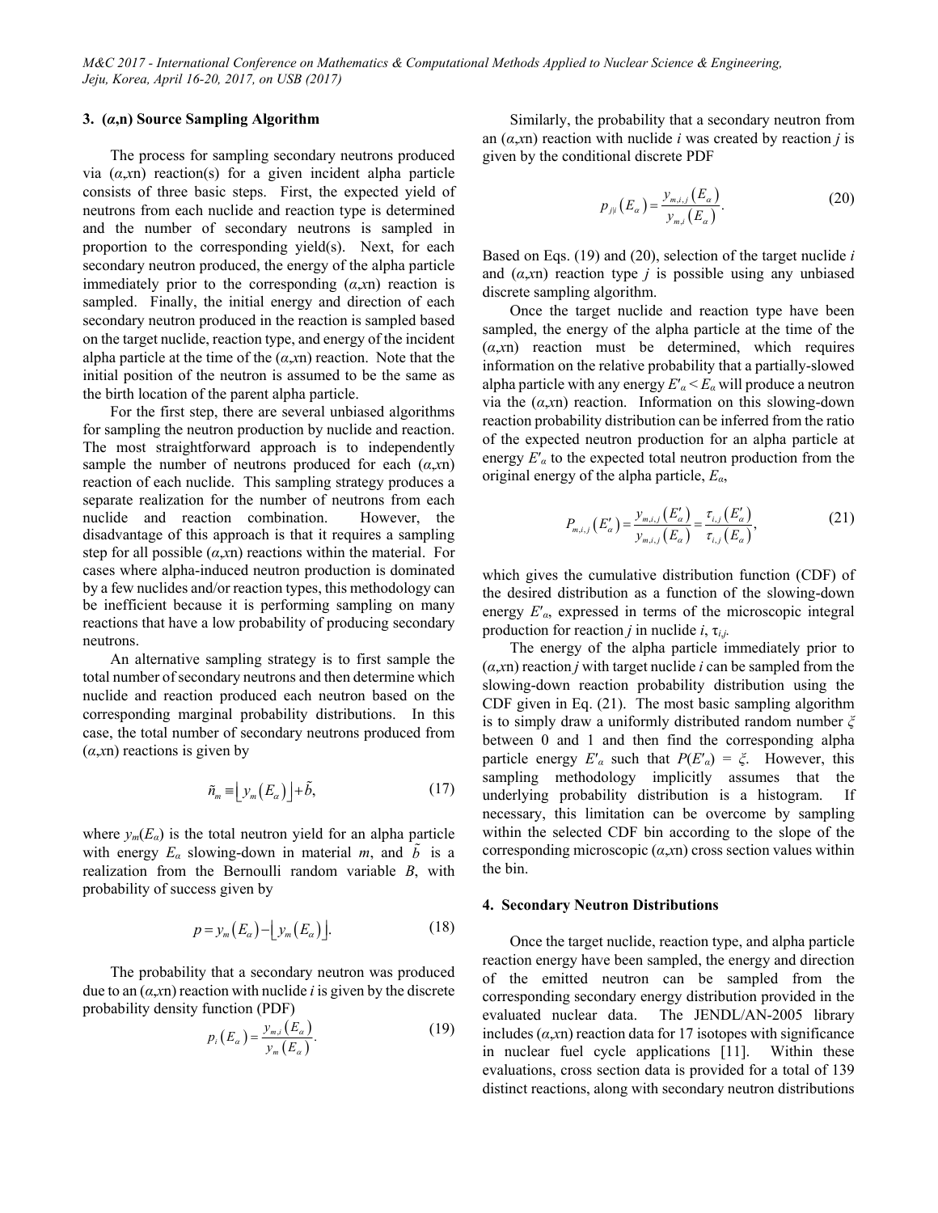## 3. (*α*,n) Source Sampling Algorithm

The process for sampling secondary neutrons produced via (*α*,*x*n) reaction(s) for a given incident alpha particle consists of three basic steps. First, the expected yield of neutrons from each nuclide and reaction type is determined and the number of secondary neutrons is sampled in proportion to the corresponding yield(s). Next, for each secondary neutron produced, the energy of the alpha particle immediately prior to the corresponding (*α*,*x*n) reaction is sampled. Finally, the initial energy and direction of each secondary neutron produced in the reaction is sampled based on the target nuclide, reaction type, and energy of the incident alpha particle at the time of the (*α*,*x*n) reaction. Note that the initial position of the neutron is assumed to be the same as the birth location of the parent alpha particle.

For the first step, there are several unbiased algorithms for sampling the neutron production by nuclide and reaction. The most straightforward approach is to independently sample the number of neutrons produced for each (*α*,*x*n) reaction of each nuclide. This sampling strategy produces a separate realization for the number of neutrons from each nuclide and reaction combination. However, the disadvantage of this approach is that it requires a sampling step for all possible (*α*,*x*n) reactions within the material. For cases where alpha-induced neutron production is dominated by a few nuclides and/or reaction types, this methodology can be inefficient because it is performing sampling on many reactions that have a low probability of producing secondary neutrons.

An alternative sampling strategy is to first sample the total number of secondary neutrons and then determine which nuclide and reaction produced each neutron based on the corresponding marginal probability distributions. In this case, the total number of secondary neutrons produced from (*α*,*x*n) reactions is given by

$$\tilde{n}_m \equiv \lfloor y_m(E_\alpha) \rfloor + \tilde{b}, \tag{17}$$

where $y_m(E_\alpha)$ is the total neutron yield for an alpha particle with energy $E_\alpha$ slowing-down in material $m$, and $\tilde{b}$ is a realization from the Bernoulli random variable $B$, with probability of success given by

$$p = y_m(E_\alpha) - \lfloor y_m(E_\alpha) \rfloor. \tag{18}$$

The probability that a secondary neutron was produced due to an (*α*,*x*n) reaction with nuclide *i* is given by the discrete probability density function (PDF)

$$p_i(E_\alpha) = \frac{y_{m,i}(E_\alpha)}{y_m(E_\alpha)}. \tag{19}$$

Similarly, the probability that a secondary neutron from an (*α*,*x*n) reaction with nuclide *i* was created by reaction *j* is given by the conditional discrete PDF

$$p_{j|i}(E_\alpha) = \frac{y_{m,i,j}(E_\alpha)}{y_{m,i}(E_\alpha)}. \tag{20}$$

Based on Eqs. (19) and (20), selection of the target nuclide *i* and (*α*,*x*n) reaction type *j* is possible using any unbiased discrete sampling algorithm.

Once the target nuclide and reaction type have been sampled, the energy of the alpha particle at the time of the (*α*,*x*n) reaction must be determined, which requires information on the relative probability that a partially-slowed alpha particle with any energy $E'_\alpha < E_\alpha$ will produce a neutron via the (*α*,*x*n) reaction. Information on this slowing-down reaction probability distribution can be inferred from the ratio of the expected neutron production for an alpha particle at energy $E'_\alpha$ to the expected total neutron production from the original energy of the alpha particle, $E_\alpha$,

$$P_{m,i,j}(E'_\alpha) = \frac{y_{m,i,j}(E'_\alpha)}{y_{m,i,j}(E_\alpha)} = \frac{\tau_{i,j}(E'_\alpha)}{\tau_{i,j}(E_\alpha)}, \tag{21}$$

which gives the cumulative distribution function (CDF) of the desired distribution as a function of the slowing-down energy $E'_\alpha$, expressed in terms of the microscopic integral production for reaction *j* in nuclide *i*, $\tau_{i,j}$.

The energy of the alpha particle immediately prior to (*α*,*x*n) reaction *j* with target nuclide *i* can be sampled from the slowing-down reaction probability distribution using the CDF given in Eq. (21). The most basic sampling algorithm is to simply draw a uniformly distributed random number $\xi$ between 0 and 1 and then find the corresponding alpha particle energy $E'_\alpha$ such that $P(E'_\alpha) = \xi$. However, this sampling methodology implicitly assumes that the underlying probability distribution is a histogram. If necessary, this limitation can be overcome by sampling within the selected CDF bin according to the slope of the corresponding microscopic (*α*,*x*n) cross section values within the bin.

## 4. Secondary Neutron Distributions

Once the target nuclide, reaction type, and alpha particle reaction energy have been sampled, the energy and direction of the emitted neutron can be sampled from the corresponding secondary energy distribution provided in the evaluated nuclear data. The JENDL/AN-2005 library includes (*α*,*x*n) reaction data for 17 isotopes with significance in nuclear fuel cycle applications [11]. Within these evaluations, cross section data is provided for a total of 139 distinct reactions, along with secondary neutron distributions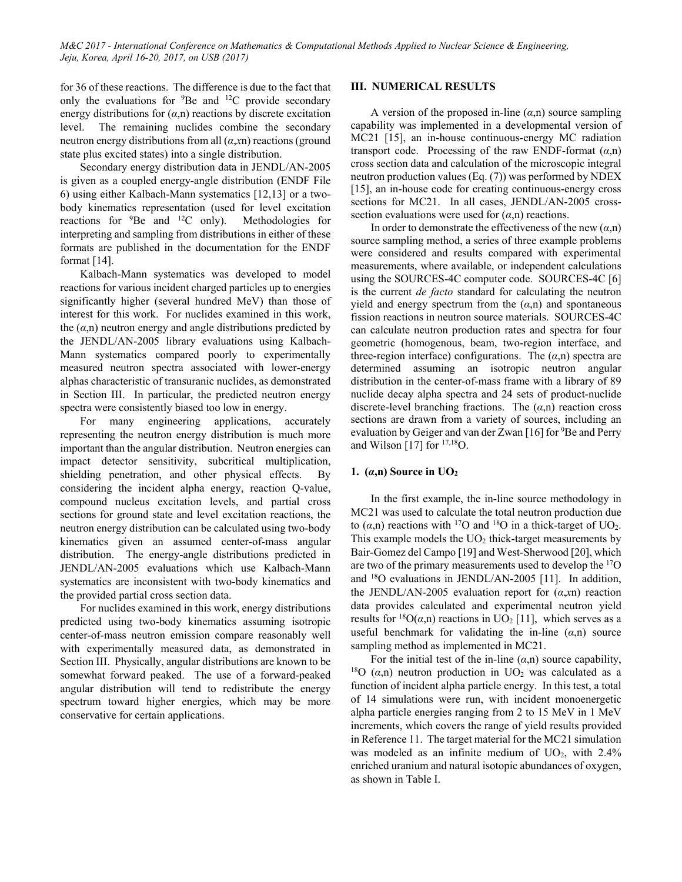for 36 of these reactions. The difference is due to the fact that only the evaluations for $^{9}$Be and $^{12}$C provide secondary energy distributions for ($\alpha$,n) reactions by discrete excitation level. The remaining nuclides combine the secondary neutron energy distributions from all ($\alpha$,$x$n) reactions (ground state plus excited states) into a single distribution.

Secondary energy distribution data in JENDL/AN-2005 is given as a coupled energy-angle distribution (ENDF File 6) using either Kalbach-Mann systematics [12,13] or a two-body kinematics representation (used for level excitation reactions for $^{9}$Be and $^{12}$C only). Methodologies for interpreting and sampling from distributions in either of these formats are published in the documentation for the ENDF format [14].

Kalbach-Mann systematics was developed to model reactions for various incident charged particles up to energies significantly higher (several hundred MeV) than those of interest for this work. For nuclides examined in this work, the ($\alpha$,n) neutron energy and angle distributions predicted by the JENDL/AN-2005 library evaluations using Kalbach-Mann systematics compared poorly to experimentally measured neutron spectra associated with lower-energy alphas characteristic of transuranic nuclides, as demonstrated in Section III. In particular, the predicted neutron energy spectra were consistently biased too low in energy.

For many engineering applications, accurately representing the neutron energy distribution is much more important than the angular distribution. Neutron energies can impact detector sensitivity, subcritical multiplication, shielding penetration, and other physical effects. By considering the incident alpha energy, reaction Q-value, compound nucleus excitation levels, and partial cross sections for ground state and level excitation reactions, the neutron energy distribution can be calculated using two-body kinematics given an assumed center-of-mass angular distribution. The energy-angle distributions predicted in JENDL/AN-2005 evaluations which use Kalbach-Mann systematics are inconsistent with two-body kinematics and the provided partial cross section data.

For nuclides examined in this work, energy distributions predicted using two-body kinematics assuming isotropic center-of-mass neutron emission compare reasonably well with experimentally measured data, as demonstrated in Section III. Physically, angular distributions are known to be somewhat forward peaked. The use of a forward-peaked angular distribution will tend to redistribute the energy spectrum toward higher energies, which may be more conservative for certain applications.

## III. NUMERICAL RESULTS

A version of the proposed in-line ($\alpha$,n) source sampling capability was implemented in a developmental version of MC21 [15], an in-house continuous-energy MC radiation transport code. Processing of the raw ENDF-format ($\alpha$,n) cross section data and calculation of the microscopic integral neutron production values (Eq. (7)) was performed by NDEX [15], an in-house code for creating continuous-energy cross sections for MC21. In all cases, JENDL/AN-2005 cross-section evaluations were used for ($\alpha$,n) reactions.

In order to demonstrate the effectiveness of the new ($\alpha$,n) source sampling method, a series of three example problems were considered and results compared with experimental measurements, where available, or independent calculations using the SOURCES-4C computer code. SOURCES-4C [6] is the current *de facto* standard for calculating the neutron yield and energy spectrum from the ($\alpha$,n) and spontaneous fission reactions in neutron source materials. SOURCES-4C can calculate neutron production rates and spectra for four geometric (homogenous, beam, two-region interface, and three-region interface) configurations. The ($\alpha$,n) spectra are determined assuming an isotropic neutron angular distribution in the center-of-mass frame with a library of 89 nuclide decay alpha spectra and 24 sets of product-nuclide discrete-level branching fractions. The ($\alpha$,n) reaction cross sections are drawn from a variety of sources, including an evaluation by Geiger and van der Zwan [16] for $^{9}$Be and Perry and Wilson [17] for $^{17,18}$O.

### 1. ($\alpha$,n) Source in $UO_2$

In the first example, the in-line source methodology in MC21 was used to calculate the total neutron production due to ($\alpha$,n) reactions with $^{17}$O and $^{18}$O in a thick-target of $UO_2$. This example models the $UO_2$ thick-target measurements by Bair-Gomez del Campo [19] and West-Sherwood [20], which are two of the primary measurements used to develop the $^{17}$O and $^{18}$O evaluations in JENDL/AN-2005 [11]. In addition, the JENDL/AN-2005 evaluation report for ($\alpha$,$x$n) reaction data provides calculated and experimental neutron yield results for $^{18}$O($\alpha$,n) reactions in $UO_2$ [11], which serves as a useful benchmark for validating the in-line ($\alpha$,n) source sampling method as implemented in MC21.

For the initial test of the in-line ($\alpha$,n) source capability, $^{18}$O ($\alpha$,n) neutron production in $UO_2$ was calculated as a function of incident alpha particle energy. In this test, a total of 14 simulations were run, with incident monoenergetic alpha particle energies ranging from 2 to 15 MeV in 1 MeV increments, which covers the range of yield results provided in Reference 11. The target material for the MC21 simulation was modeled as an infinite medium of $UO_2$, with 2.4% enriched uranium and natural isotopic abundances of oxygen, as shown in Table I.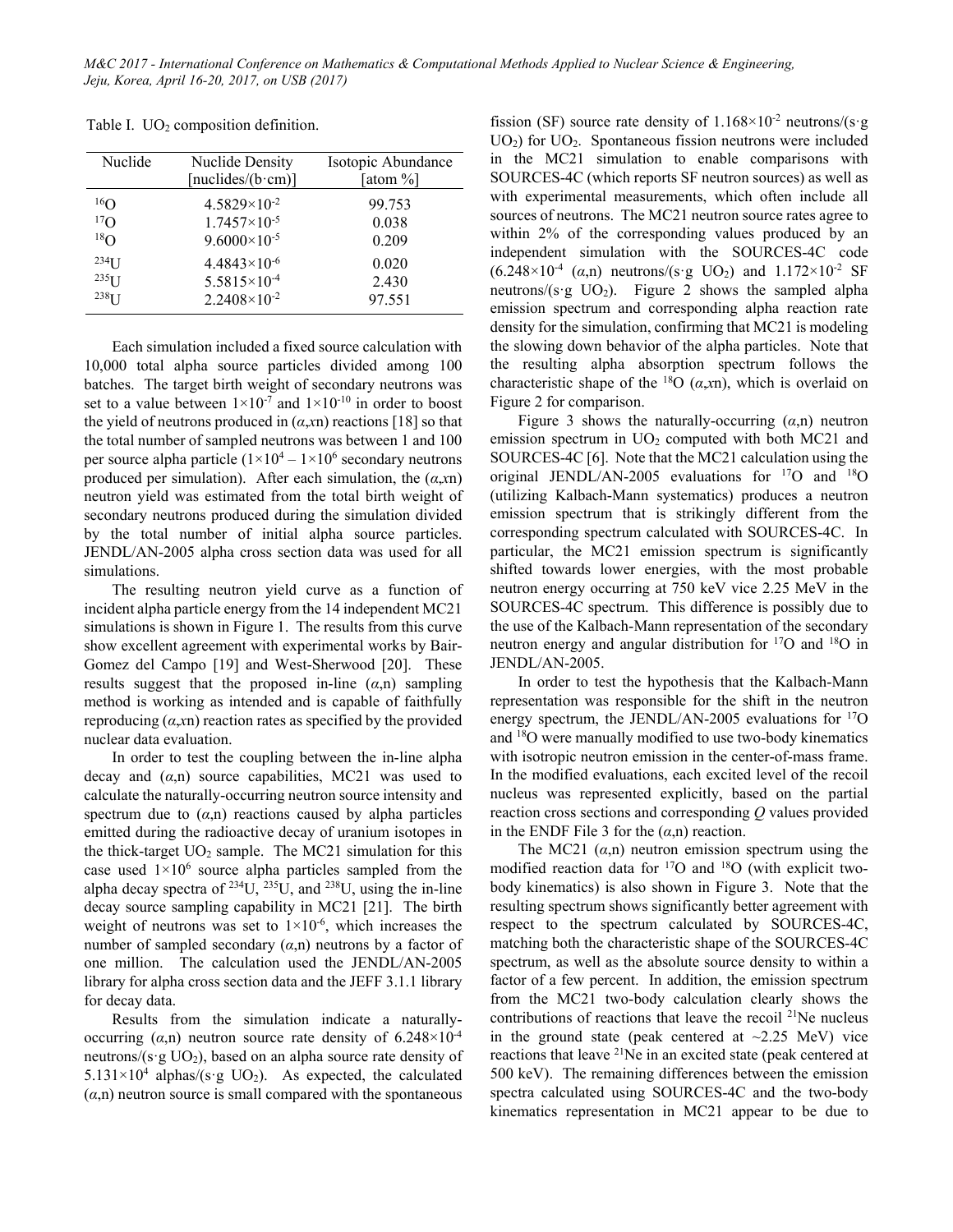Table I. $UO_2$ composition definition.

| Nuclide | Nuclide Density [nuclides/(b·cm)] | Isotopic Abundance [atom %] |
|---|---|---|
| $^{16}O$ | $4.5829\times10^{-2}$ | 99.753 |
| $^{17}O$ | $1.7457\times10^{-5}$ | 0.038 |
| $^{18}O$ | $9.6000\times10^{-5}$ | 0.209 |
| $^{234}U$ | $4.4843\times10^{-6}$ | 0.020 |
| $^{235}U$ | $5.5815\times10^{-4}$ | 2.430 |
| $^{238}U$ | $2.2408\times10^{-2}$ | 97.551 |

Each simulation included a fixed source calculation with 10,000 total alpha source particles divided among 100 batches. The target birth weight of secondary neutrons was set to a value between $1\times10^{-7}$ and $1\times10^{-10}$ in order to boost the yield of neutrons produced in ($\alpha$,*x*n) reactions [18] so that the total number of sampled neutrons was between 1 and 100 per source alpha particle ($1\times10^{4} - 1\times10^{6}$ secondary neutrons produced per simulation). After each simulation, the ($\alpha$,*x*n) neutron yield was estimated from the total birth weight of secondary neutrons produced during the simulation divided by the total number of initial alpha source particles. JENDL/AN-2005 alpha cross section data was used for all simulations.

The resulting neutron yield curve as a function of incident alpha particle energy from the 14 independent MC21 simulations is shown in Figure 1. The results from this curve show excellent agreement with experimental works by Bair-Gomez del Campo [19] and West-Sherwood [20]. These results suggest that the proposed in-line ($\alpha$,n) sampling method is working as intended and is capable of faithfully reproducing ($\alpha$,*x*n) reaction rates as specified by the provided nuclear data evaluation.

In order to test the coupling between the in-line alpha decay and ($\alpha$,n) source capabilities, MC21 was used to calculate the naturally-occurring neutron source intensity and spectrum due to ($\alpha$,n) reactions caused by alpha particles emitted during the radioactive decay of uranium isotopes in the thick-target $UO_2$ sample. The MC21 simulation for this case used $1\times10^{6}$ source alpha particles sampled from the alpha decay spectra of $^{234}U$, $^{235}U$, and $^{238}U$, using the in-line decay source sampling capability in MC21 [21]. The birth weight of neutrons was set to $1\times10^{-6}$, which increases the number of sampled secondary ($\alpha$,n) neutrons by a factor of one million. The calculation used the JENDL/AN-2005 library for alpha cross section data and the JEFF 3.1.1 library for decay data.

Results from the simulation indicate a naturally-occurring ($\alpha$,n) neutron source rate density of $6.248\times10^{-4}$ neutrons/(s·g $UO_2$), based on an alpha source rate density of $5.131\times10^{4}$ alphas/(s·g $UO_2$). As expected, the calculated ($\alpha$,n) neutron source is small compared with the spontaneous fission (SF) source rate density of $1.168\times10^{-2}$ neutrons/(s·g $UO_2$) for $UO_2$. Spontaneous fission neutrons were included in the MC21 simulation to enable comparisons with SOURCES-4C (which reports SF neutron sources) as well as with experimental measurements, which often include all sources of neutrons. The MC21 neutron source rates agree to within 2% of the corresponding values produced by an independent simulation with the SOURCES-4C code ($6.248\times10^{-4}$ ($\alpha$,n) neutrons/(s·g $UO_2$) and $1.172\times10^{-2}$ SF neutrons/(s·g $UO_2$). Figure 2 shows the sampled alpha emission spectrum and corresponding alpha reaction rate density for the simulation, confirming that MC21 is modeling the slowing down behavior of the alpha particles. Note that the resulting alpha absorption spectrum follows the characteristic shape of the $^{18}O$ ($\alpha$,*x*n), which is overlaid on Figure 2 for comparison.

Figure 3 shows the naturally-occurring ($\alpha$,n) neutron emission spectrum in $UO_2$ computed with both MC21 and SOURCES-4C [6]. Note that the MC21 calculation using the original JENDL/AN-2005 evaluations for $^{17}O$ and $^{18}O$ (utilizing Kalbach-Mann systematics) produces a neutron emission spectrum that is strikingly different from the corresponding spectrum calculated with SOURCES-4C. In particular, the MC21 emission spectrum is significantly shifted towards lower energies, with the most probable neutron energy occurring at 750 keV vice 2.25 MeV in the SOURCES-4C spectrum. This difference is possibly due to the use of the Kalbach-Mann representation of the secondary neutron energy and angular distribution for $^{17}O$ and $^{18}O$ in JENDL/AN-2005.

In order to test the hypothesis that the Kalbach-Mann representation was responsible for the shift in the neutron energy spectrum, the JENDL/AN-2005 evaluations for $^{17}O$ and $^{18}O$ were manually modified to use two-body kinematics with isotropic neutron emission in the center-of-mass frame. In the modified evaluations, each excited level of the recoil nucleus was represented explicitly, based on the partial reaction cross sections and corresponding $Q$ values provided in the ENDF File 3 for the ($\alpha$,n) reaction.

The MC21 ($\alpha$,n) neutron emission spectrum using the modified reaction data for $^{17}O$ and $^{18}O$ (with explicit two-body kinematics) is also shown in Figure 3. Note that the resulting spectrum shows significantly better agreement with respect to the spectrum calculated by SOURCES-4C, matching both the characteristic shape of the SOURCES-4C spectrum, as well as the absolute source density to within a factor of a few percent. In addition, the emission spectrum from the MC21 two-body calculation clearly shows the contributions of reactions that leave the recoil $^{21}Ne$ nucleus in the ground state (peak centered at ~2.25 MeV) vice reactions that leave $^{21}Ne$ in an excited state (peak centered at 500 keV). The remaining differences between the emission spectra calculated using SOURCES-4C and the two-body kinematics representation in MC21 appear to be due to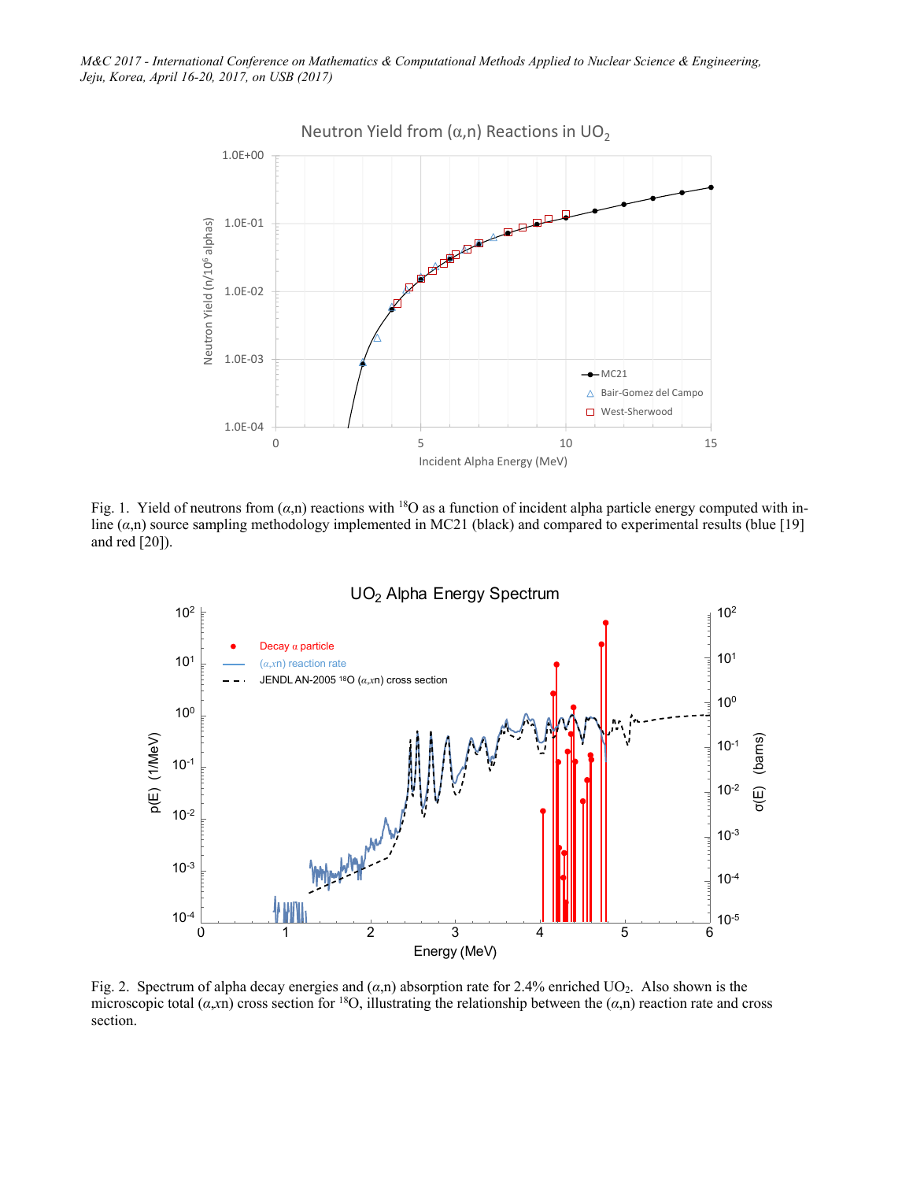Fig. 1. Yield of neutrons from ($\alpha$,n) reactions with $^{18}O$ as a function of incident alpha particle energy computed with in-line ($\alpha$,n) source sampling methodology implemented in MC21 (black) and compared to experimental results (blue [19] and red [20]).

Fig. 2. Spectrum of alpha decay energies and ($\alpha$,n) absorption rate for 2.4% enriched $UO_2$. Also shown is the microscopic total ($\alpha$,$x$n) cross section for $^{18}O$, illustrating the relationship between the ($\alpha$,n) reaction rate and cross section.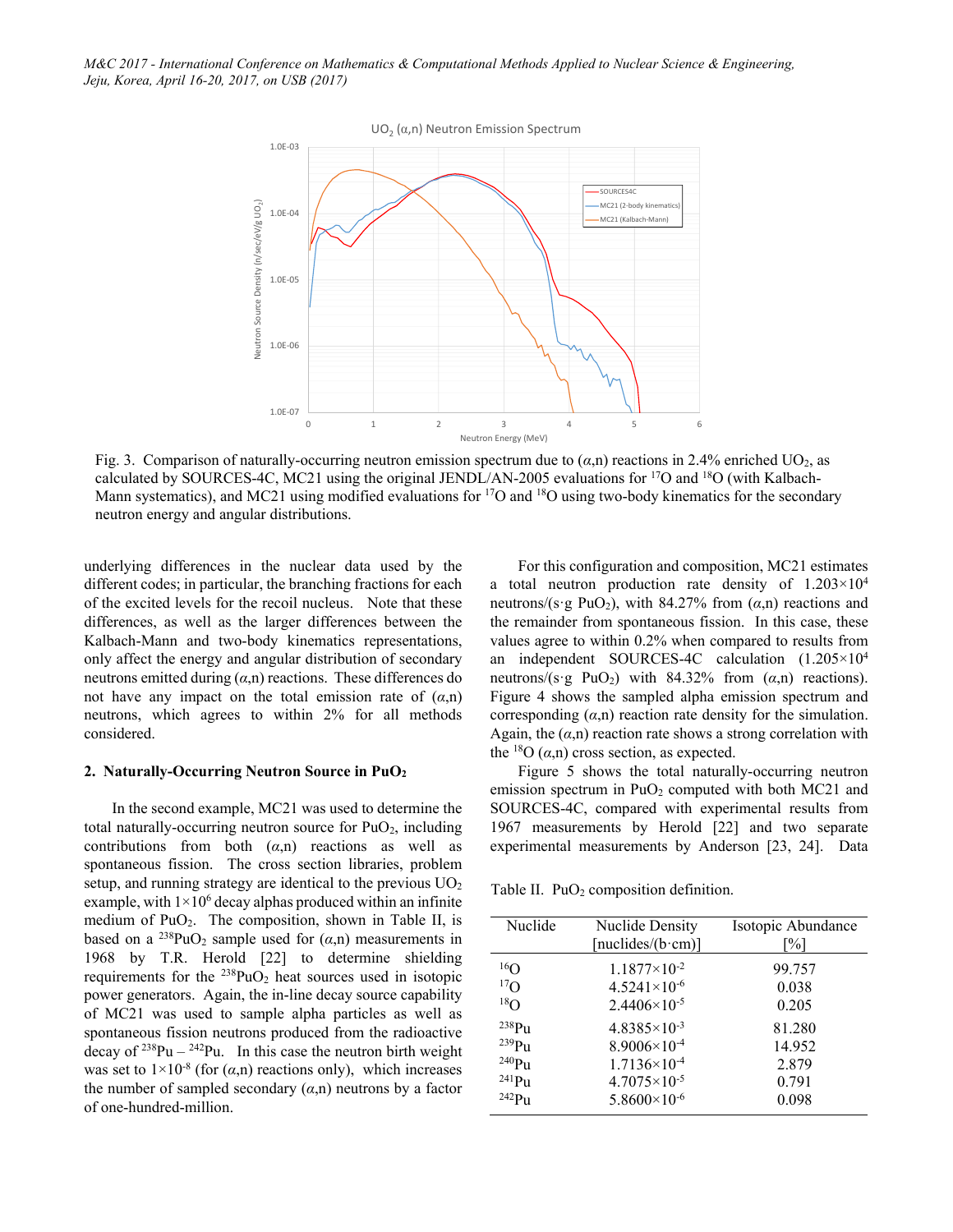Fig. 3. Comparison of naturally-occurring neutron emission spectrum due to ($\alpha$,n) reactions in 2.4% enriched $UO_2$, as calculated by SOURCES-4C, MC21 using the original JENDL/AN-2005 evaluations for $^{17}O$ and $^{18}O$ (with Kalbach-Mann systematics), and MC21 using modified evaluations for $^{17}O$ and $^{18}O$ using two-body kinematics for the secondary neutron energy and angular distributions.

underlying differences in the nuclear data used by the different codes; in particular, the branching fractions for each of the excited levels for the recoil nucleus. Note that these differences, as well as the larger differences between the Kalbach-Mann and two-body kinematics representations, only affect the energy and angular distribution of secondary neutrons emitted during ($\alpha$,n) reactions. These differences do not have any impact on the total emission rate of ($\alpha$,n) neutrons, which agrees to within 2% for all methods considered.

## 2. Naturally-Occurring Neutron Source in $PuO_2$

In the second example, MC21 was used to determine the total naturally-occurring neutron source for $PuO_2$, including contributions from both ($\alpha$,n) reactions as well as spontaneous fission. The cross section libraries, problem setup, and running strategy are identical to the previous $UO_2$ example, with $1\times10^6$ decay alphas produced within an infinite medium of $PuO_2$. The composition, shown in Table II, is based on a $^{238}PuO_2$ sample used for ($\alpha$,n) measurements in 1968 by T.R. Herold [22] to determine shielding requirements for the $^{238}PuO_2$ heat sources used in isotopic power generators. Again, the in-line decay source capability of MC21 was used to sample alpha particles as well as spontaneous fission neutrons produced from the radioactive decay of $^{238}Pu$ – $^{242}Pu$. In this case the neutron birth weight was set to $1\times10^{-8}$ (for ($\alpha$,n) reactions only), which increases the number of sampled secondary ($\alpha$,n) neutrons by a factor of one-hundred-million.

For this configuration and composition, MC21 estimates a total neutron production rate density of $1.203\times10^4$ neutrons/(s·g $PuO_2$), with 84.27% from ($\alpha$,n) reactions and the remainder from spontaneous fission. In this case, these values agree to within 0.2% when compared to results from an independent SOURCES-4C calculation ($1.205\times10^4$ neutrons/(s·g $PuO_2$) with 84.32% from ($\alpha$,n) reactions). Figure 4 shows the sampled alpha emission spectrum and corresponding ($\alpha$,n) reaction rate density for the simulation. Again, the ($\alpha$,n) reaction rate shows a strong correlation with the $^{18}O$ ($\alpha$,n) cross section, as expected.

Figure 5 shows the total naturally-occurring neutron emission spectrum in $PuO_2$ computed with both MC21 and SOURCES-4C, compared with experimental results from 1967 measurements by Herold [22] and two separate experimental measurements by Anderson [23, 24]. Data

Table II. $PuO_2$ composition definition.

| Nuclide | Nuclide Density [nuclides/(b·cm)] | Isotopic Abundance [%] |
|---|---|---|
| $^{16}O$ | $1.1877\times10^{-2}$ | 99.757 |
| $^{17}O$ | $4.5241\times10^{-6}$ | 0.038 |
| $^{18}O$ | $2.4406\times10^{-5}$ | 0.205 |
| $^{238}Pu$ | $4.8385\times10^{-3}$ | 81.280 |
| $^{239}Pu$ | $8.9006\times10^{-4}$ | 14.952 |
| $^{240}Pu$ | $1.7136\times10^{-4}$ | 2.879 |
| $^{241}Pu$ | $4.7075\times10^{-5}$ | 0.791 |
| $^{242}Pu$ | $5.8600\times10^{-6}$ | 0.098 |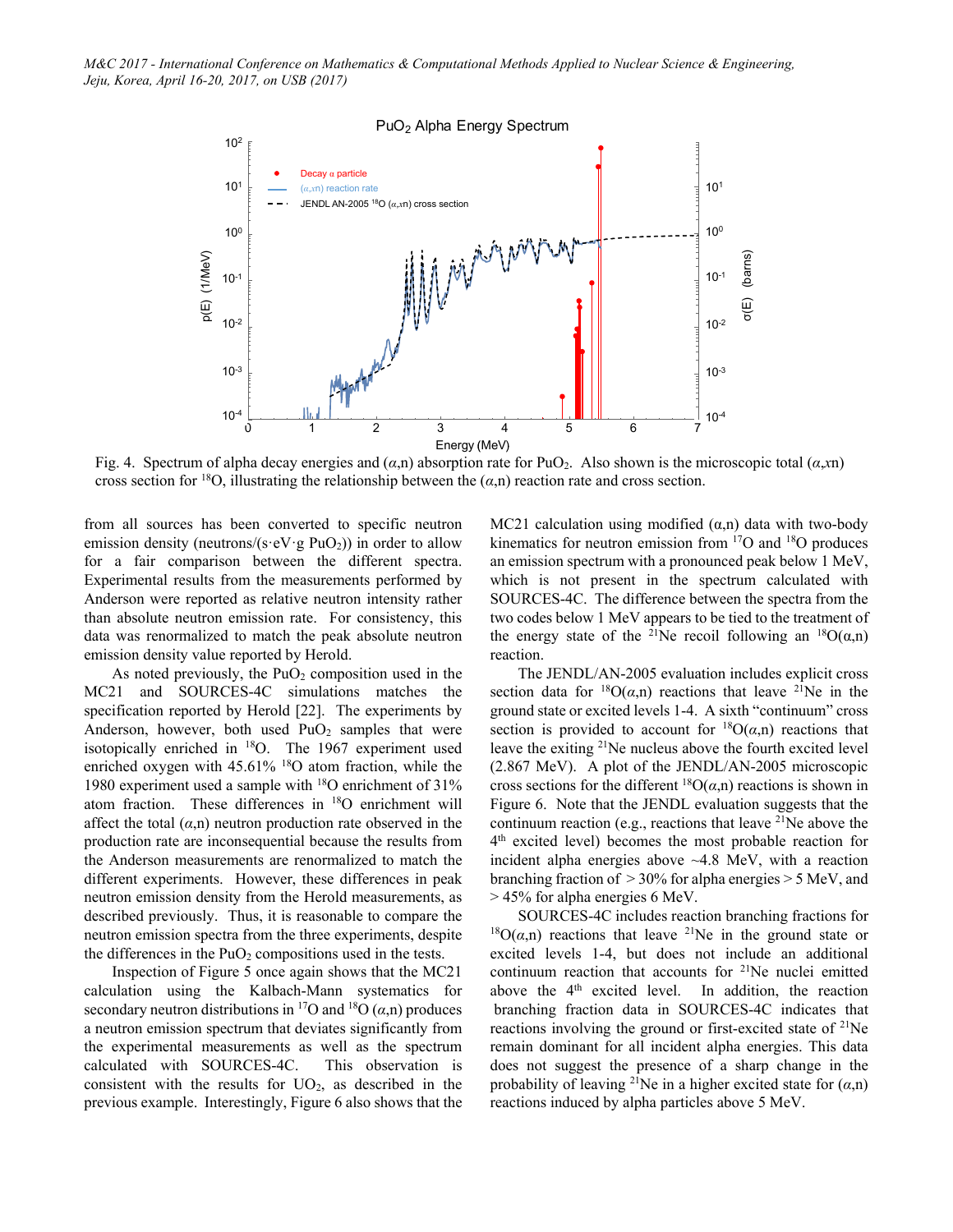Fig. 4. Spectrum of alpha decay energies and ($\alpha$,n) absorption rate for $PuO_2$. Also shown is the microscopic total ($\alpha$,$x$n) cross section for $^{18}$O, illustrating the relationship between the ($\alpha$,n) reaction rate and cross section.

from all sources has been converted to specific neutron emission density (neutrons/(s·eV·g $PuO_2$)) in order to allow for a fair comparison between the different spectra. Experimental results from the measurements performed by Anderson were reported as relative neutron intensity rather than absolute neutron emission rate. For consistency, this data was renormalized to match the peak absolute neutron emission density value reported by Herold.

As noted previously, the $PuO_2$ composition used in the MC21 and SOURCES-4C simulations matches the specification reported by Herold [22]. The experiments by Anderson, however, both used $PuO_2$ samples that were isotopically enriched in $^{18}$O. The 1967 experiment used enriched oxygen with 45.61% $^{18}$O atom fraction, while the 1980 experiment used a sample with $^{18}$O enrichment of 31% atom fraction. These differences in $^{18}$O enrichment will affect the total ($\alpha$,n) neutron production rate observed in the production rate are inconsequential because the results from the Anderson measurements are renormalized to match the different experiments. However, these differences in peak neutron emission density from the Herold measurements, as described previously. Thus, it is reasonable to compare the neutron emission spectra from the three experiments, despite the differences in the $PuO_2$ compositions used in the tests.

Inspection of Figure 5 once again shows that the MC21 calculation using the Kalbach-Mann systematics for secondary neutron distributions in $^{17}$O and $^{18}$O ($\alpha$,n) produces a neutron emission spectrum that deviates significantly from the experimental measurements as well as the spectrum calculated with SOURCES-4C. This observation is consistent with the results for $UO_2$, as described in the previous example. Interestingly, Figure 6 also shows that the MC21 calculation using modified (α,n) data with two-body kinematics for neutron emission from $^{17}$O and $^{18}$O produces an emission spectrum with a pronounced peak below 1 MeV, which is not present in the spectrum calculated with SOURCES-4C. The difference between the spectra from the two codes below 1 MeV appears to be tied to the treatment of the energy state of the $^{21}$Ne recoil following an $^{18}$O(α,n) reaction.

The JENDL/AN-2005 evaluation includes explicit cross section data for $^{18}$O($\alpha$,n) reactions that leave $^{21}$Ne in the ground state or excited levels 1-4. A sixth "continuum" cross section is provided to account for $^{18}$O($\alpha$,n) reactions that leave the exiting $^{21}$Ne nucleus above the fourth excited level (2.867 MeV). A plot of the JENDL/AN-2005 microscopic cross sections for the different $^{18}$O($\alpha$,n) reactions is shown in Figure 6. Note that the JENDL evaluation suggests that the continuum reaction (e.g., reactions that leave $^{21}$Ne above the 4th excited level) becomes the most probable reaction for incident alpha energies above ~4.8 MeV, with a reaction branching fraction of > 30% for alpha energies > 5 MeV, and > 45% for alpha energies 6 MeV.

SOURCES-4C includes reaction branching fractions for $^{18}$O($\alpha$,n) reactions that leave $^{21}$Ne in the ground state or excited levels 1-4, but does not include an additional continuum reaction that accounts for $^{21}$Ne nuclei emitted above the 4th excited level. In addition, the reaction branching fraction data in SOURCES-4C indicates that reactions involving the ground or first-excited state of $^{21}$Ne remain dominant for all incident alpha energies. This data does not suggest the presence of a sharp change in the probability of leaving $^{21}$Ne in a higher excited state for ($\alpha$,n) reactions induced by alpha particles above 5 MeV.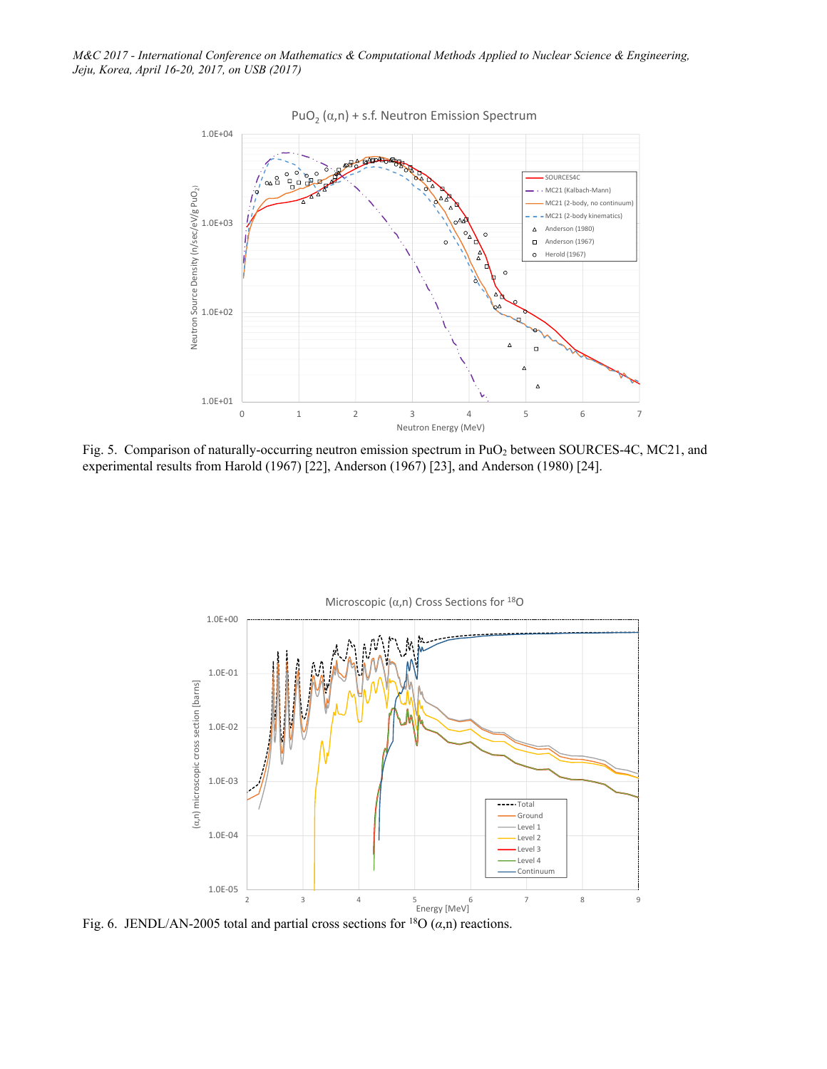Fig. 5. Comparison of naturally-occurring neutron emission spectrum in $PuO_2$ between SOURCES-4C, MC21, and experimental results from Harold (1967) [22], Anderson (1967) [23], and Anderson (1980) [24].

Fig. 6. JENDL/AN-2005 total and partial cross sections for $^{18}O$ $(\alpha,n)$ reactions.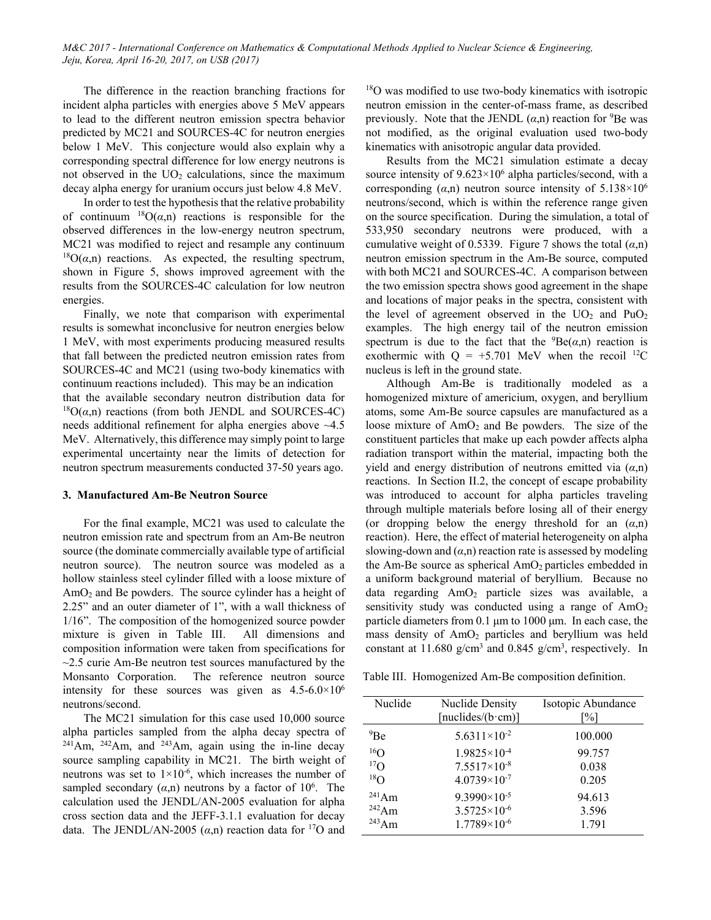The difference in the reaction branching fractions for incident alpha particles with energies above 5 MeV appears to lead to the different neutron emission spectra behavior predicted by MC21 and SOURCES-4C for neutron energies below 1 MeV. This conjecture would also explain why a corresponding spectral difference for low energy neutrons is not observed in the $UO_2$ calculations, since the maximum decay alpha energy for uranium occurs just below 4.8 MeV.

In order to test the hypothesis that the relative probability of continuum $^{18}O(\alpha,n)$ reactions is responsible for the observed differences in the low-energy neutron spectrum, MC21 was modified to reject and resample any continuum $^{18}O(\alpha,n)$ reactions. As expected, the resulting spectrum, shown in Figure 5, shows improved agreement with the results from the SOURCES-4C calculation for low neutron energies.

Finally, we note that comparison with experimental results is somewhat inconclusive for neutron energies below 1 MeV, with most experiments producing measured results that fall between the predicted neutron emission rates from SOURCES-4C and MC21 (using two-body kinematics with continuum reactions included). This may be an indication that the available secondary neutron distribution data for $^{18}O(\alpha,n)$ reactions (from both JENDL and SOURCES-4C) needs additional refinement for alpha energies above ~4.5 MeV. Alternatively, this difference may simply point to large experimental uncertainty near the limits of detection for neutron spectrum measurements conducted 37-50 years ago.

### 3. Manufactured Am-Be Neutron Source

For the final example, MC21 was used to calculate the neutron emission rate and spectrum from an Am-Be neutron source (the dominate commercially available type of artificial neutron source). The neutron source was modeled as a hollow stainless steel cylinder filled with a loose mixture of $AmO_2$ and Be powders. The source cylinder has a height of 2.25" and an outer diameter of 1", with a wall thickness of 1/16". The composition of the homogenized source powder mixture is given in Table III. All dimensions and composition information were taken from specifications for ~2.5 curie Am-Be neutron test sources manufactured by the Monsanto Corporation. The reference neutron source intensity for these sources was given as $4.5\text{-}6.0\times10^6$ neutrons/second.

The MC21 simulation for this case used 10,000 source alpha particles sampled from the alpha decay spectra of $^{241}$Am, $^{242}$Am, and $^{243}$Am, again using the in-line decay source sampling capability in MC21. The birth weight of neutrons was set to $1\times10^{-6}$, which increases the number of sampled secondary $(\alpha,n)$ neutrons by a factor of $10^6$. The calculation used the JENDL/AN-2005 evaluation for alpha cross section data and the JEFF-3.1.1 evaluation for decay data. The JENDL/AN-2005 $(\alpha,n)$ reaction data for $^{17}$O and $^{18}$O was modified to use two-body kinematics with isotropic neutron emission in the center-of-mass frame, as described previously. Note that the JENDL $(\alpha,n)$ reaction for $^{9}$Be was not modified, as the original evaluation used two-body kinematics with anisotropic angular data provided.

Results from the MC21 simulation estimate a decay source intensity of $9.623\times10^6$ alpha particles/second, with a corresponding $(\alpha,n)$ neutron source intensity of $5.138\times10^6$ neutrons/second, which is within the reference range given on the source specification. During the simulation, a total of 533,950 secondary neutrons were produced, with a cumulative weight of 0.5339. Figure 7 shows the total $(\alpha,n)$ neutron emission spectrum in the Am-Be source, computed with both MC21 and SOURCES-4C. A comparison between the two emission spectra shows good agreement in the shape and locations of major peaks in the spectra, consistent with the level of agreement observed in the $UO_2$ and $PuO_2$ examples. The high energy tail of the neutron emission spectrum is due to the fact that the $^{9}Be(\alpha,n)$ reaction is exothermic with Q = +5.701 MeV when the recoil $^{12}$C nucleus is left in the ground state.

Although Am-Be is traditionally modeled as a homogenized mixture of americium, oxygen, and beryllium atoms, some Am-Be source capsules are manufactured as a loose mixture of $AmO_2$ and Be powders. The size of the constituent particles that make up each powder affects alpha radiation transport within the material, impacting both the yield and energy distribution of neutrons emitted via $(\alpha,n)$ reactions. In Section II.2, the concept of escape probability was introduced to account for alpha particles traveling through multiple materials before losing all of their energy (or dropping below the energy threshold for an $(\alpha,n)$ reaction). Here, the effect of material heterogeneity on alpha slowing-down and $(\alpha,n)$ reaction rate is assessed by modeling the Am-Be source as spherical $AmO_2$ particles embedded in a uniform background material of beryllium. Because no data regarding $AmO_2$ particle sizes was available, a sensitivity study was conducted using a range of $AmO_2$ particle diameters from 0.1 μm to 1000 μm. In each case, the mass density of $AmO_2$ particles and beryllium was held constant at 11.680 g/cm$^3$ and 0.845 g/cm$^3$, respectively. In

Table III. Homogenized Am-Be composition definition.

| Nuclide | Nuclide Density [nuclides/(b·cm)] | Isotopic Abundance [%] |
|---|---|---|
| $^{9}$Be | $5.6311\times10^{-2}$ | 100.000 |
| $^{16}$O | $1.9825\times10^{-4}$ | 99.757 |
| $^{17}$O | $7.5517\times10^{-8}$ | 0.038 |
| $^{18}$O | $4.0739\times10^{-7}$ | 0.205 |
| $^{241}$Am | $9.3990\times10^{-5}$ | 94.613 |
| $^{242}$Am | $3.5725\times10^{-6}$ | 3.596 |
| $^{243}$Am | $1.7789\times10^{-6}$ | 1.791 |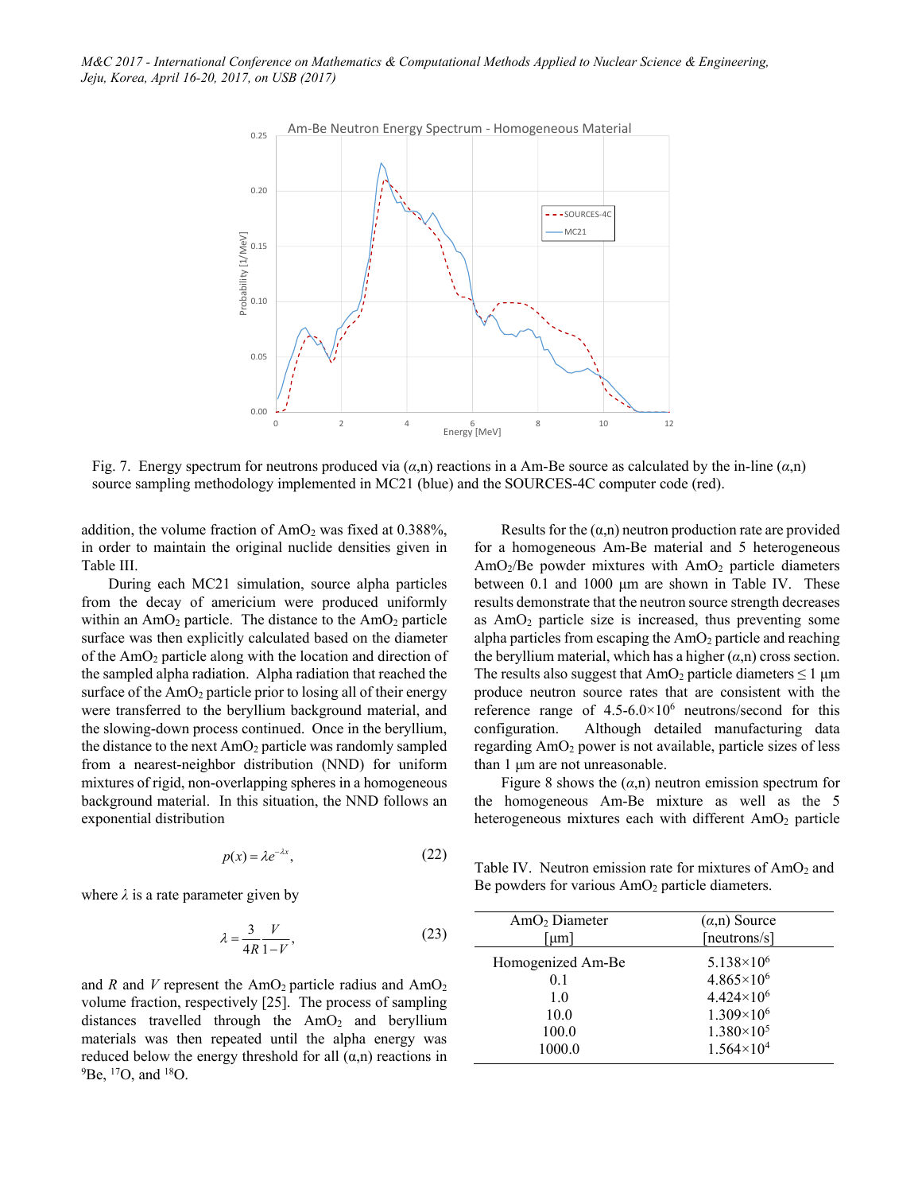Fig. 7. Energy spectrum for neutrons produced via ($\alpha$,n) reactions in a Am-Be source as calculated by the in-line ($\alpha$,n) source sampling methodology implemented in MC21 (blue) and the SOURCES-4C computer code (red).

addition, the volume fraction of $AmO_2$ was fixed at 0.388%, in order to maintain the original nuclide densities given in Table III.

During each MC21 simulation, source alpha particles from the decay of americium were produced uniformly within an $AmO_2$ particle. The distance to the $AmO_2$ particle surface was then explicitly calculated based on the diameter of the $AmO_2$ particle along with the location and direction of the sampled alpha radiation. Alpha radiation that reached the surface of the $AmO_2$ particle prior to losing all of their energy were transferred to the beryllium background material, and the slowing-down process continued. Once in the beryllium, the distance to the next $AmO_2$ particle was randomly sampled from a nearest-neighbor distribution (NND) for uniform mixtures of rigid, non-overlapping spheres in a homogeneous background material. In this situation, the NND follows an exponential distribution

$$p(x) = \lambda e^{-\lambda x}, \tag{22}$$

where $\lambda$ is a rate parameter given by

$$\lambda = \frac{3}{4R}\frac{V}{1-V}, \tag{23}$$

and $R$ and $V$ represent the $AmO_2$ particle radius and $AmO_2$ volume fraction, respectively [25]. The process of sampling distances travelled through the $AmO_2$ and beryllium materials was then repeated until the alpha energy was reduced below the energy threshold for all ($\alpha$,n) reactions in $^{9}Be$, $^{17}O$, and $^{18}O$.

Results for the ($\alpha$,n) neutron production rate are provided for a homogeneous Am-Be material and 5 heterogeneous $AmO_2$/Be powder mixtures with $AmO_2$ particle diameters between 0.1 and 1000 μm are shown in Table IV. These results demonstrate that the neutron source strength decreases as $AmO_2$ particle size is increased, thus preventing some alpha particles from escaping the $AmO_2$ particle and reaching the beryllium material, which has a higher ($\alpha$,n) cross section. The results also suggest that $AmO_2$ particle diameters ≤ 1 μm produce neutron source rates that are consistent with the reference range of 4.5-6.0×10$^6$ neutrons/second for this configuration. Although detailed manufacturing data regarding $AmO_2$ power is not available, particle sizes of less than 1 μm are not unreasonable.

Figure 8 shows the ($\alpha$,n) neutron emission spectrum for the homogeneous Am-Be mixture as well as the 5 heterogeneous mixtures each with different $AmO_2$ particle

Table IV. Neutron emission rate for mixtures of $AmO_2$ and Be powders for various $AmO_2$ particle diameters.

| $AmO_2$ Diameter [μm] | ($\alpha$,n) Source [neutrons/s] |
|---|---|
| Homogenized Am-Be | $5.138\times10^{6}$ |
| 0.1 | $4.865\times10^{6}$ |
| 1.0 | $4.424\times10^{6}$ |
| 10.0 | $1.309\times10^{6}$ |
| 100.0 | $1.380\times10^{5}$ |
| 1000.0 | $1.564\times10^{4}$ |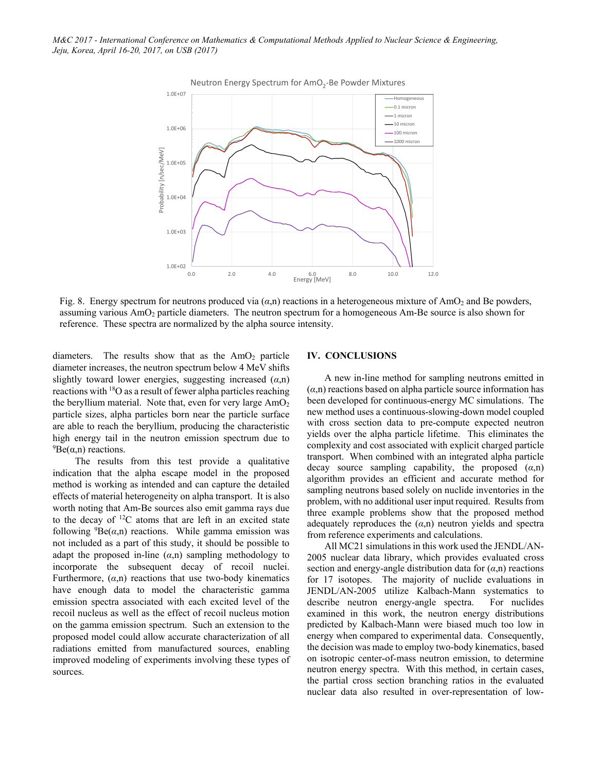Fig. 8. Energy spectrum for neutrons produced via ($\alpha$,n) reactions in a heterogeneous mixture of $AmO_2$ and Be powders, assuming various $AmO_2$ particle diameters. The neutron spectrum for a homogeneous Am-Be source is also shown for reference. These spectra are normalized by the alpha source intensity.

diameters. The results show that as the $AmO_2$ particle diameter increases, the neutron spectrum below 4 MeV shifts slightly toward lower energies, suggesting increased ($\alpha$,n) reactions with $^{18}O$ as a result of fewer alpha particles reaching the beryllium material. Note that, even for very large $AmO_2$ particle sizes, alpha particles born near the particle surface are able to reach the beryllium, producing the characteristic high energy tail in the neutron emission spectrum due to $^{9}Be(\alpha,n)$ reactions.

The results from this test provide a qualitative indication that the alpha escape model in the proposed method is working as intended and can capture the detailed effects of material heterogeneity on alpha transport. It is also worth noting that Am-Be sources also emit gamma rays due to the decay of $^{12}C$ atoms that are left in an excited state following $^{9}Be(\alpha,n)$ reactions. While gamma emission was not included as a part of this study, it should be possible to adapt the proposed in-line ($\alpha$,n) sampling methodology to incorporate the subsequent decay of recoil nuclei. Furthermore, ($\alpha$,n) reactions that use two-body kinematics have enough data to model the characteristic gamma emission spectra associated with each excited level of the recoil nucleus as well as the effect of recoil nucleus motion on the gamma emission spectrum. Such an extension to the proposed model could allow accurate characterization of all radiations emitted from manufactured sources, enabling improved modeling of experiments involving these types of sources.

## IV. CONCLUSIONS

A new in-line method for sampling neutrons emitted in ($\alpha$,n) reactions based on alpha particle source information has been developed for continuous-energy MC simulations. The new method uses a continuous-slowing-down model coupled with cross section data to pre-compute expected neutron yields over the alpha particle lifetime. This eliminates the complexity and cost associated with explicit charged particle transport. When combined with an integrated alpha particle decay source sampling capability, the proposed ($\alpha$,n) algorithm provides an efficient and accurate method for sampling neutrons based solely on nuclide inventories in the problem, with no additional user input required. Results from three example problems show that the proposed method adequately reproduces the ($\alpha$,n) neutron yields and spectra from reference experiments and calculations.

All MC21 simulations in this work used the JENDL/AN-2005 nuclear data library, which provides evaluated cross section and energy-angle distribution data for ($\alpha$,n) reactions for 17 isotopes. The majority of nuclide evaluations in JENDL/AN-2005 utilize Kalbach-Mann systematics to describe neutron energy-angle spectra. For nuclides examined in this work, the neutron energy distributions predicted by Kalbach-Mann were biased much too low in energy when compared to experimental data. Consequently, the decision was made to employ two-body kinematics, based on isotropic center-of-mass neutron emission, to determine neutron energy spectra. With this method, in certain cases, the partial cross section branching ratios in the evaluated nuclear data also resulted in over-representation of low-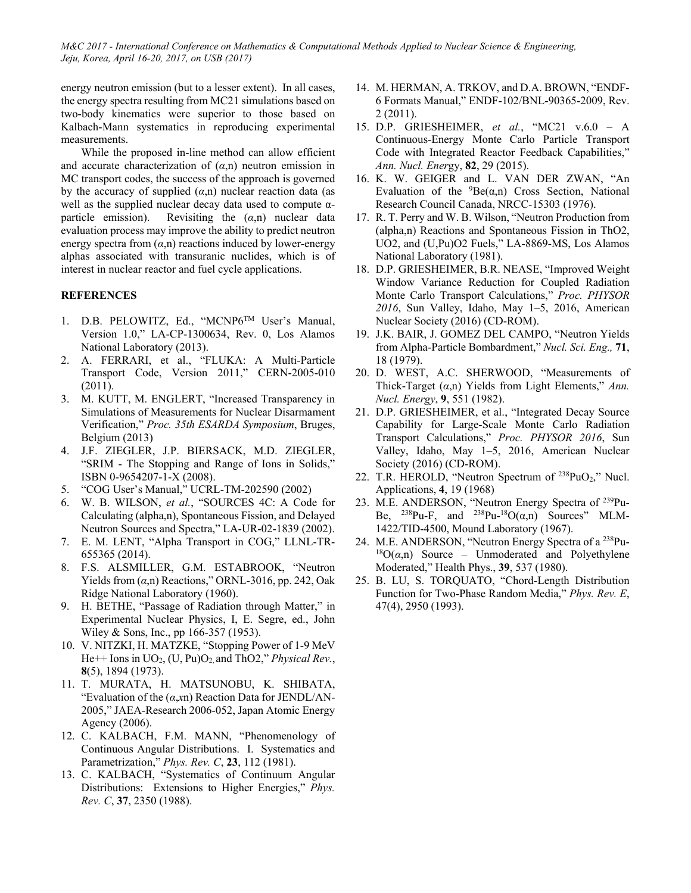energy neutron emission (but to a lesser extent). In all cases, the energy spectra resulting from MC21 simulations based on two-body kinematics were superior to those based on Kalbach-Mann systematics in reproducing experimental measurements.

While the proposed in-line method can allow efficient and accurate characterization of ($\alpha$,n) neutron emission in MC transport codes, the success of the approach is governed by the accuracy of supplied ($\alpha$,n) nuclear reaction data (as well as the supplied nuclear decay data used to compute $\alpha$-particle emission). Revisiting the ($\alpha$,n) nuclear data evaluation process may improve the ability to predict neutron energy spectra from ($\alpha$,n) reactions induced by lower-energy alphas associated with transuranic nuclides, which is of interest in nuclear reactor and fuel cycle applications.

## REFERENCES

1. D.B. PELOWITZ, Ed., "MCNP6™ User's Manual, Version 1.0," LA-CP-1300634, Rev. 0, Los Alamos National Laboratory (2013).
2. A. FERRARI, et al., "FLUKA: A Multi-Particle Transport Code, Version 2011," CERN-2005-010 (2011).
3. M. KUTT, M. ENGLERT, "Increased Transparency in Simulations of Measurements for Nuclear Disarmament Verification," *Proc. 35th ESARDA Symposium*, Bruges, Belgium (2013)
4. J.F. ZIEGLER, J.P. BIERSACK, M.D. ZIEGLER, "SRIM - The Stopping and Range of Ions in Solids," ISBN 0-9654207-1-X (2008).
5. "COG User's Manual," UCRL-TM-202590 (2002)
6. W. B. WILSON, *et al.*, "SOURCES 4C: A Code for Calculating (alpha,n), Spontaneous Fission, and Delayed Neutron Sources and Spectra," LA-UR-02-1839 (2002).
7. E. M. LENT, "Alpha Transport in COG," LLNL-TR-655365 (2014).
8. F.S. ALSMILLER, G.M. ESTABROOK, "Neutron Yields from ($\alpha$,n) Reactions," ORNL-3016, pp. 242, Oak Ridge National Laboratory (1960).
9. H. BETHE, "Passage of Radiation through Matter," in Experimental Nuclear Physics, I, E. Segre, ed., John Wiley & Sons, Inc., pp 166-357 (1953).
10. V. NITZKI, H. MATZKE, "Stopping Power of 1-9 MeV He++ Ions in $UO_2$, (U, Pu)$O_2$, and ThO2," *Physical Rev.*, **8**(5), 1894 (1973).
11. T. MURATA, H. MATSUNOBU, K. SHIBATA, "Evaluation of the ($\alpha$,xn) Reaction Data for JENDL/AN-2005," JAEA-Research 2006-052, Japan Atomic Energy Agency (2006).
12. C. KALBACH, F.M. MANN, "Phenomenology of Continuous Angular Distributions. I. Systematics and Parametrization," *Phys. Rev. C*, **23**, 112 (1981).
13. C. KALBACH, "Systematics of Continuum Angular Distributions: Extensions to Higher Energies," *Phys. Rev. C*, **37**, 2350 (1988).
14. M. HERMAN, A. TRKOV, and D.A. BROWN, "ENDF-6 Formats Manual," ENDF-102/BNL-90365-2009, Rev. 2 (2011).
15. D.P. GRIESHEIMER, *et al.*, "MC21 v.6.0 – A Continuous-Energy Monte Carlo Particle Transport Code with Integrated Reactor Feedback Capabilities," *Ann. Nucl. Energy*, **82**, 29 (2015).
16. K. W. GEIGER and L. VAN DER ZWAN, "An Evaluation of the $^{9}Be(\alpha$,n) Cross Section, National Research Council Canada, NRCC-15303 (1976).
17. R. T. Perry and W. B. Wilson, "Neutron Production from (alpha,n) Reactions and Spontaneous Fission in ThO2, UO2, and (U,Pu)O2 Fuels," LA-8869-MS, Los Alamos National Laboratory (1981).
18. D.P. GRIESHEIMER, B.R. NEASE, "Improved Weight Window Variance Reduction for Coupled Radiation Monte Carlo Transport Calculations," *Proc. PHYSOR 2016*, Sun Valley, Idaho, May 1–5, 2016, American Nuclear Society (2016) (CD-ROM).
19. J.K. BAIR, J. GOMEZ DEL CAMPO, "Neutron Yields from Alpha-Particle Bombardment," *Nucl. Sci. Eng.,* **71**, 18 (1979).
20. D. WEST, A.C. SHERWOOD, "Measurements of Thick-Target ($\alpha$,n) Yields from Light Elements," *Ann. Nucl. Energy*, **9**, 551 (1982).
21. D.P. GRIESHEIMER, et al., "Integrated Decay Source Capability for Large-Scale Monte Carlo Radiation Transport Calculations," *Proc. PHYSOR 2016*, Sun Valley, Idaho, May 1–5, 2016, American Nuclear Society (2016) (CD-ROM).
22. T.R. HEROLD, "Neutron Spectrum of $^{238}PuO_2$," Nucl. Applications, **4**, 19 (1968)
23. M.E. ANDERSON, "Neutron Energy Spectra of $^{239}$Pu-Be, $^{238}$Pu-F, and $^{238}$Pu-$^{18}O(\alpha$,n) Sources" MLM-1422/TID-4500, Mound Laboratory (1967).
24. M.E. ANDERSON, "Neutron Energy Spectra of a $^{238}$Pu-$^{18}O(\alpha$,n) Source – Unmoderated and Polyethylene Moderated," Health Phys., **39**, 537 (1980).
25. B. LU, S. TORQUATO, "Chord-Length Distribution Function for Two-Phase Random Media," *Phys. Rev. E*, 47(4), 2950 (1993).